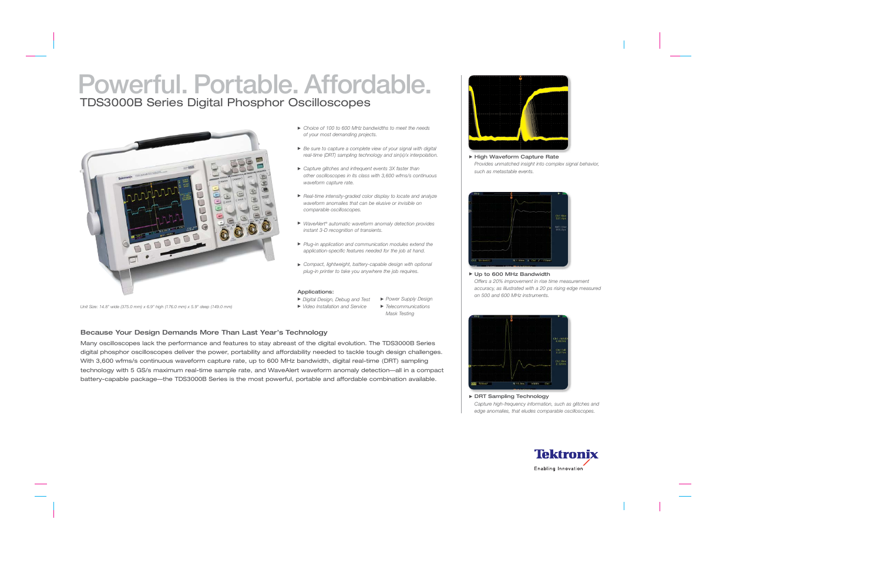# Powerful. Portable. Affordable.

## TDS3000B Series Digital Phosphor Oscilloscopes

*Unit Size: 14.8" wide (375.0 mm) x 6.9" high (176.0 mm) x 5.9" deep (149.0 mm)*

- *Choice of 100 to 600 MHz bandwidths to meet the needs of your most demanding projects.*
- *Be sure to capture a complete view of your signal with digital real-time (DRT) sampling technology and sin(x)/x interpolation.*
- *Capture glitches and infrequent events 3X faster than other oscilloscopes in its class with 3,600 wfms/s continuous waveform capture rate.*
- *Real-time intensity-graded color display to locate and analyze waveform anomalies that can be elusive or invisible on comparable oscilloscopes.*
- *WaveAlert® automatic waveform anomaly detection provides instant 3-D recognition of transients.*
- *Plug-in application and communication modules extend the application-specific features needed for the job at hand.*
- *Compact, lightweight, battery-capable design with optional plug-in printer to take you anywhere the job requires.*

**Applications:**

- *Digital Design, Debug and Test*
- *Video Installation and Service*
- *Power Supply Design*
- *Telecommunications Mask Testing*

### Because Your Design Demands More Than Last Year's Technology

Many oscilloscopes lack the performance and features to stay abreast of the digital evolution. The TDS3000B Series digital phosphor oscilloscopes deliver the power, portability and affordability needed to tackle tough design challenges. With 3,600 wfms/s continuous waveform capture rate, up to 600 MHz bandwidth, digital real-time (DRT) sampling technology with 5 GS/s maximum real-time sample rate, and WaveAlert waveform anomaly detection—all in a compact battery-capable package—the TDS3000B Series is the most powerful, portable and affordable combination available.

**High Waveform Capture Rate**
*Provides unmatched insight into complex signal behavior, such as metastable events.*

**Up to 600 MHz Bandwidth**
*Offers a 20% improvement in rise time measurement accuracy, as illustrated with a 20 ps rising edge measured on 500 and 600 MHz instruments.*

**DRT Sampling Technology**
*Capture high-frequency information, such as glitches and edge anomalies, that eludes comparable oscilloscopes.*

Tektronix
Enabling Innovation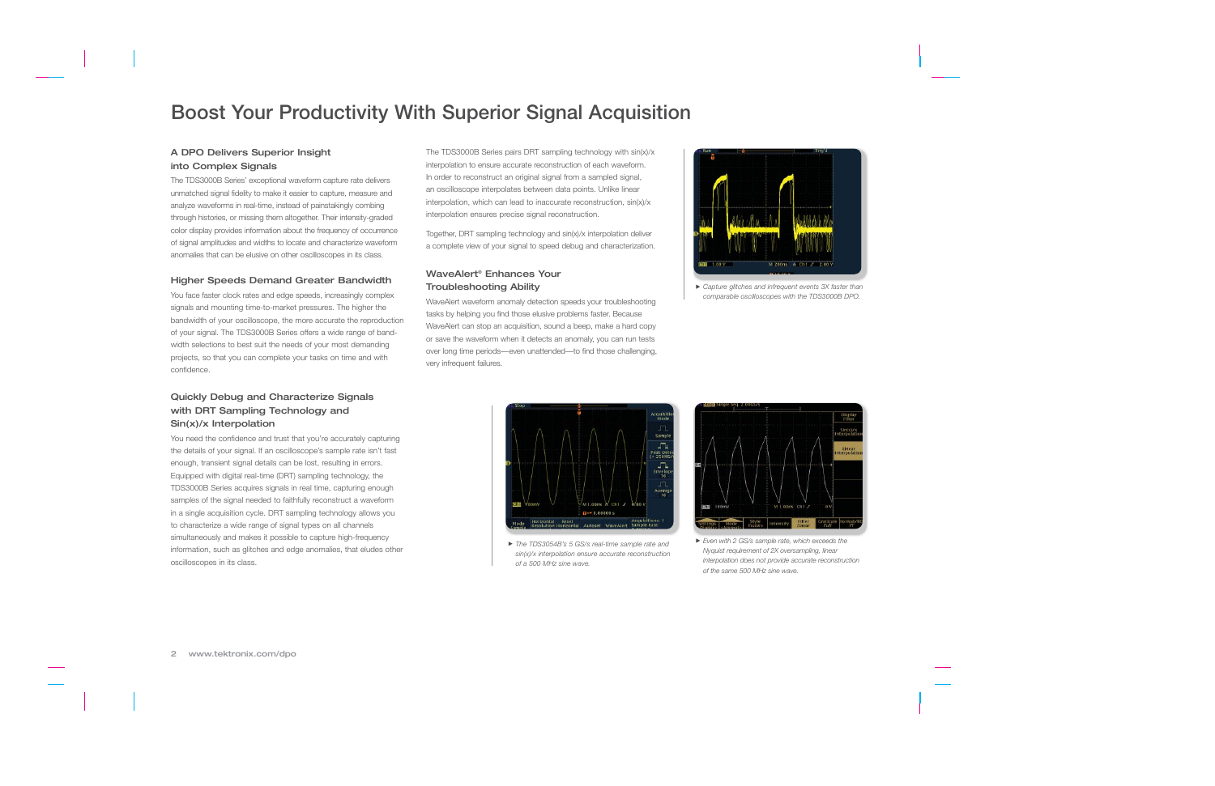# Boost Your Productivity With Superior Signal Acquisition

### A DPO Delivers Superior Insight into Complex Signals

The TDS3000B Series' exceptional waveform capture rate delivers unmatched signal fidelity to make it easier to capture, measure and analyze waveforms in real-time, instead of painstakingly combing through histories, or missing them altogether. Their intensity-graded color display provides information about the frequency of occurrence of signal amplitudes and widths to locate and characterize waveform anomalies that can be elusive on other oscilloscopes in its class.

### Higher Speeds Demand Greater Bandwidth

You face faster clock rates and edge speeds, increasingly complex signals and mounting time-to-market pressures. The higher the bandwidth of your oscilloscope, the more accurate the reproduction of your signal. The TDS3000B Series offers a wide range of bandwidth selections to best suit the needs of your most demanding projects, so that you can complete your tasks on time and with confidence.

### Quickly Debug and Characterize Signals with DRT Sampling Technology and Sin(x)/x Interpolation

You need the confidence and trust that you're accurately capturing the details of your signal. If an oscilloscope's sample rate isn't fast enough, transient signal details can be lost, resulting in errors. Equipped with digital real-time (DRT) sampling technology, the TDS3000B Series acquires signals in real time, capturing enough samples of the signal needed to faithfully reconstruct a waveform in a single acquisition cycle. DRT sampling technology allows you to characterize a wide range of signal types on all channels simultaneously and makes it possible to capture high-frequency information, such as glitches and edge anomalies, that eludes other oscilloscopes in its class.

The TDS3000B Series pairs DRT sampling technology with sin(x)/x interpolation to ensure accurate reconstruction of each waveform. In order to reconstruct an original signal from a sampled signal, an oscilloscope interpolates between data points. Unlike linear interpolation, which can lead to inaccurate reconstruction, sin(x)/x interpolation ensures precise signal reconstruction.

Together, DRT sampling technology and sin(x)/x interpolation deliver a complete view of your signal to speed debug and characterization.

### WaveAlert® Enhances Your Troubleshooting Ability

WaveAlert waveform anomaly detection speeds your troubleshooting tasks by helping you find those elusive problems faster. Because WaveAlert can stop an acquisition, sound a beep, make a hard copy or save the waveform when it detects an anomaly, you can run tests over long time periods—even unattended—to find those challenging, very infrequent failures.

► *Capture glitches and infrequent events 3X faster than comparable oscilloscopes with the TDS3000B DPO.*

► *The TDS3054B's 5 GS/s real-time sample rate and sin(x)/x interpolation ensure accurate reconstruction of a 500 MHz sine wave.*

► *Even with 2 GS/s sample rate, which exceeds the Nyquist requirement of 2X oversampling, linear interpolation does not provide accurate reconstruction of the same 500 MHz sine wave.*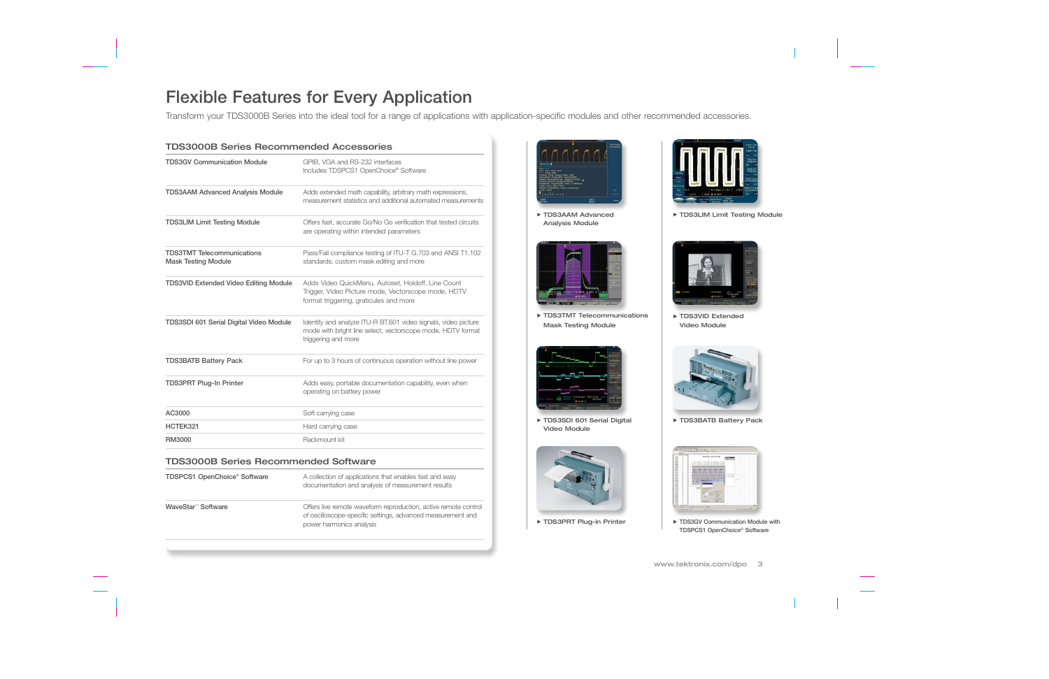# Flexible Features for Every Application

Transform your TDS3000B Series into the ideal tool for a range of applications with application-specific modules and other recommended accessories.

## TDS3000B Series Recommended Accessories

| | |
|---|---|
| TDS3GV Communication Module | GPIB, VGA and RS-232 interfaces<br>Includes TDSPCS1 OpenChoice® Software |
| TDS3AAM Advanced Analysis Module | Adds extended math capability, arbitrary math expressions, measurement statistics and additional automated measurements |
| TDS3LIM Limit Testing Module | Offers fast, accurate Go/No Go verification that tested circuits are operating within intended parameters |
| TDS3TMT Telecommunications Mask Testing Module | Pass/Fail compliance testing of ITU-T G.703 and ANSI T1.102 standards, custom mask editing and more |
| TDS3VID Extended Video Editing Module | Adds Video QuickMenu, Autoset, Holdoff, Line Count Trigger, Video Picture mode, Vectorscope mode, HDTV format triggering, graticules and more |
| TDS3SDI 601 Serial Digital Video Module | Identify and analyze ITU-R BT.601 video signals, video picture mode with bright line select, vectorscope mode, HDTV format triggering and more |
| TDS3BATB Battery Pack | For up to 3 hours of continuous operation without line power |
| TDS3PRT Plug-In Printer | Adds easy, portable documentation capability, even when operating on battery power |
| AC3000 | Soft carrying case |
| HCTEK321 | Hard carrying case |
| RM3000 | Rackmount kit |

## TDS3000B Series Recommended Software

| | |
|---|---|
| TDSPCS1 OpenChoice® Software | A collection of applications that enables fast and easy documentation and analysis of measurement results |
| WaveStar™ Software | Offers live remote waveform reproduction, active remote control of oscilloscope-specific settings, advanced measurement and power harmonics analysis |

▸ TDS3AAM Advanced Analysis Module

▸ TDS3LIM Limit Testing Module

▸ TDS3TMT Telecommunications Mask Testing Module

▸ TDS3VID Extended Video Module

▸ TDS3SDI 601 Serial Digital Video Module

▸ TDS3BATB Battery Pack

▸ TDS3PRT Plug-in Printer

▸ TDS3GV Communication Module with TDSPCS1 OpenChoice® Software

www.tektronix.com/dpo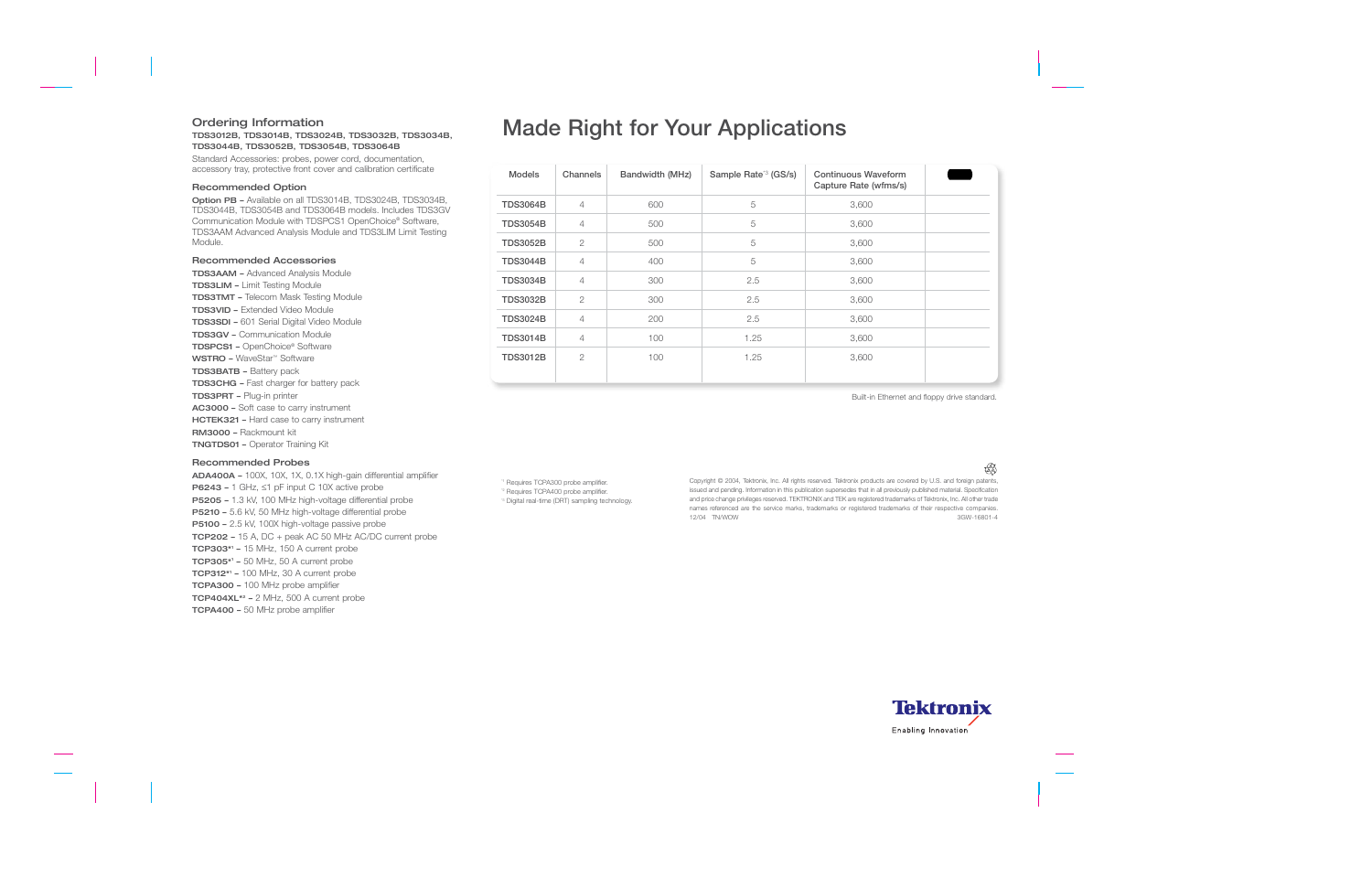## Ordering Information

**TDS3012B, TDS3014B, TDS3024B, TDS3032B, TDS3034B, TDS3044B, TDS3052B, TDS3054B, TDS3064B**

Standard Accessories: probes, power cord, documentation, accessory tray, protective front cover and calibration certificate

### Recommended Option

**Option PB** – Available on all TDS3014B, TDS3024B, TDS3034B, TDS3044B, TDS3054B and TDS3064B models. Includes TDS3GV Communication Module with TDSPCS1 OpenChoice® Software, TDS3AAM Advanced Analysis Module and TDS3LIM Limit Testing Module.

### Recommended Accessories

**TDS3AAM** – Advanced Analysis Module
**TDS3LIM** – Limit Testing Module
**TDS3TMT** – Telecom Mask Testing Module
**TDS3VID** – Extended Video Module
**TDS3SDI** – 601 Serial Digital Video Module
**TDS3GV** – Communication Module
**TDSPCS1** – OpenChoice® Software
**WSTRO** – WaveStar™ Software
**TDS3BATB** – Battery pack
**TDS3CHG** – Fast charger for battery pack
**TDS3PRT** – Plug-in printer
**AC3000** – Soft case to carry instrument
**HCTEK321** – Hard case to carry instrument
**RM3000** – Rackmount kit
**TNGTDS01** – Operator Training Kit

### Recommended Probes

**ADA400A** – 100X, 10X, 1X, 0.1X high-gain differential amplifier
**P6243** – 1 GHz, ≤1 pF input C 10X active probe
**P5205** – 1.3 kV, 100 MHz high-voltage differential probe
**P5210** – 5.6 kV, 50 MHz high-voltage differential probe
**P5100** – 2.5 kV, 100X high-voltage passive probe
**TCP202** – 15 A, DC + peak AC 50 MHz AC/DC current probe
**TCP303**[*1] – 15 MHz, 150 A current probe
**TCP305**[*1] – 50 MHz, 50 A current probe
**TCP312**[*1] – 100 MHz, 30 A current probe
**TCPA300** – 100 MHz probe amplifier
**TCP404XL**[*2] – 2 MHz, 500 A current probe
**TCPA400** – 50 MHz probe amplifier

# Made Right for Your Applications

| Models | Channels | Bandwidth (MHz) | Sample Rate[*3] (GS/s) | Continuous Waveform Capture Rate (wfms/s) | |
|---|---|---|---|---|---|
| TDS3064B | 4 | 600 | 5 | 3,600 | |
| TDS3054B | 4 | 500 | 5 | 3,600 | |
| TDS3052B | 2 | 500 | 5 | 3,600 | |
| TDS3044B | 4 | 400 | 5 | 3,600 | |
| TDS3034B | 4 | 300 | 2.5 | 3,600 | |
| TDS3032B | 2 | 300 | 2.5 | 3,600 | |
| TDS3024B | 4 | 200 | 2.5 | 3,600 | |
| TDS3014B | 4 | 100 | 1.25 | 3,600 | |
| TDS3012B | 2 | 100 | 1.25 | 3,600 | |

Built-in Ethernet and floppy drive standard.

[*1] Requires TCPA300 probe amplifier.
[*2] Requires TCPA400 probe amplifier.
[*3] Digital real-time (DRT) sampling technology.

Copyright © 2004, Tektronix, Inc. All rights reserved. Tektronix products are covered by U.S. and foreign patents, issued and pending. Information in this publication supersedes that in all previously published material. Specification and price change privileges reserved. TEKTRONIX and TEK are registered trademarks of Tektronix, Inc. All other trade names referenced are the service marks, trademarks or registered trademarks of their respective companies.
12/04 TN/WOW 3GW-16801-4

Tektronix
Enabling Innovation